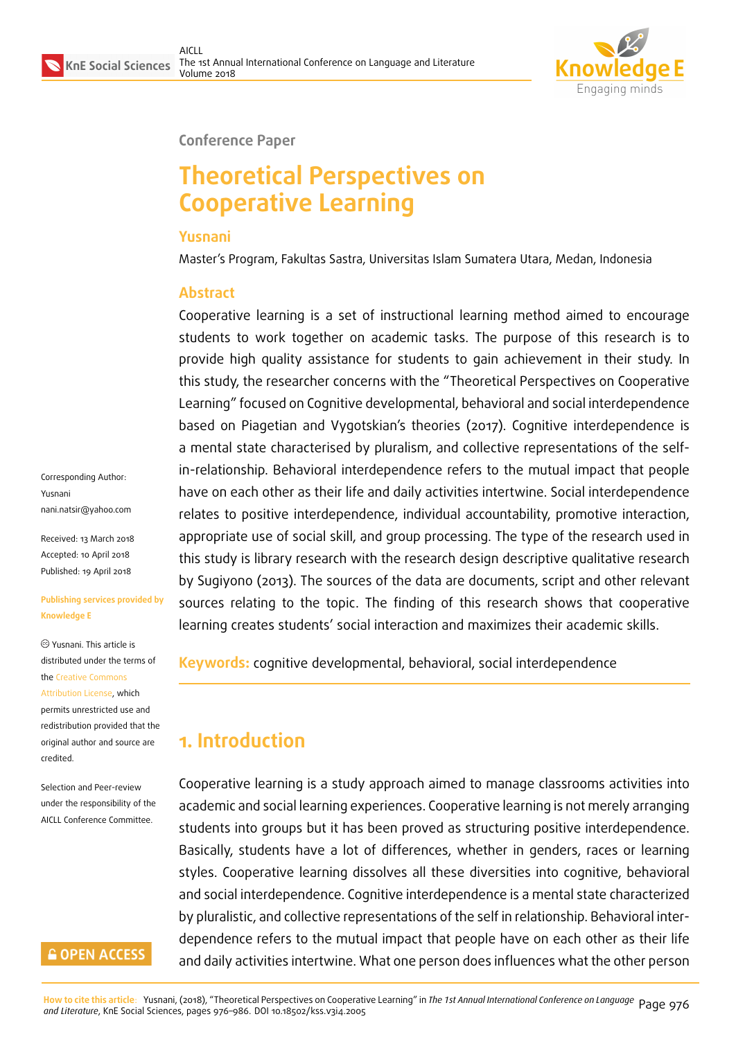Conference Paper

# Theoretical Perspectives on Cooperative Learning

**Yusnani**

Master's Program, Fakultas Sastra, Universitas Islam Sumatera Utara, Medan, Indonesia

## Abstract

Cooperative learning is a set of instructional learning method aimed to encourage students to work together on academic tasks. The purpose of this research is to provide high quality assistance for students to gain achievement in their study. In this study, the researcher concerns with the "Theoretical Perspectives on Cooperative Learning" focused on Cognitive developmental, behavioral and social interdependence based on Piagetian and Vygotskian's theories (2017). Cognitive interdependence is a mental state characterised by pluralism, and collective representations of the self-in-relationship. Behavioral interdependence refers to the mutual impact that people have on each other as their life and daily activities intertwine. Social interdependence relates to positive interdependence, individual accountability, promotive interaction, appropriate use of social skill, and group processing. The type of the research used in this study is library research with the research design descriptive qualitative research by Sugiyono (2013). The sources of the data are documents, script and other relevant sources relating to the topic. The finding of this research shows that cooperative learning creates students' social interaction and maximizes their academic skills.

**Keywords:** cognitive developmental, behavioral, social interdependence

Corresponding Author: Yusnani nani.natsir@yahoo.com

Received: 13 March 2018
Accepted: 10 April 2018
Published: 19 April 2018

Publishing services provided by Knowledge E

© Yusnani. This article is distributed under the terms of the Creative Commons Attribution License, which permits unrestricted use and redistribution provided that the original author and source are credited.

Selection and Peer-review under the responsibility of the AICLL Conference Committee.

## 1. Introduction

Cooperative learning is a study approach aimed to manage classrooms activities into academic and social learning experiences. Cooperative learning is not merely arranging students into groups but it has been proved as structuring positive interdependence. Basically, students have a lot of differences, whether in genders, races or learning styles. Cooperative learning dissolves all these diversities into cognitive, behavioral and social interdependence. Cognitive interdependence is a mental state characterized by pluralistic, and collective representations of the self in relationship. Behavioral interdependence refers to the mutual impact that people have on each other as their life and daily activities intertwine. What one person does influences what the other person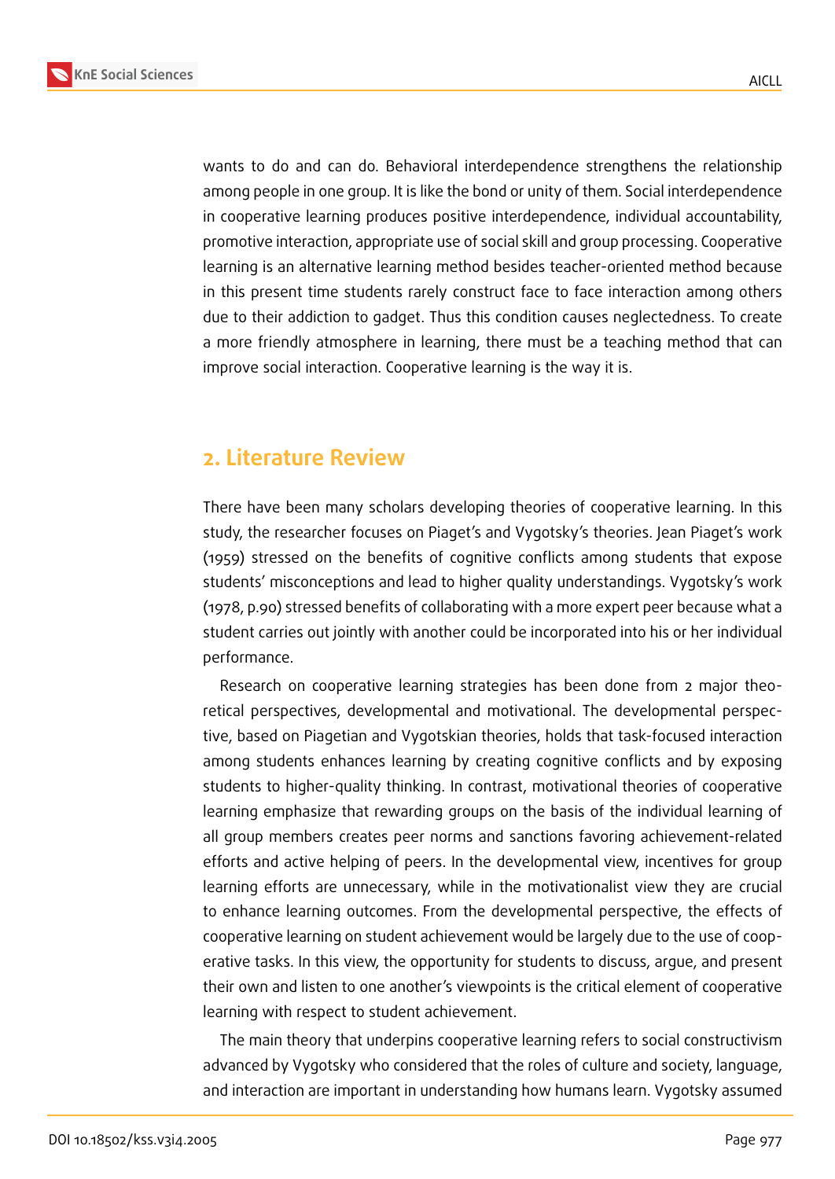wants to do and can do. Behavioral interdependence strengthens the relationship among people in one group. It is like the bond or unity of them. Social interdependence in cooperative learning produces positive interdependence, individual accountability, promotive interaction, appropriate use of social skill and group processing. Cooperative learning is an alternative learning method besides teacher-oriented method because in this present time students rarely construct face to face interaction among others due to their addiction to gadget. Thus this condition causes neglectedness. To create a more friendly atmosphere in learning, there must be a teaching method that can improve social interaction. Cooperative learning is the way it is.

## 2. Literature Review

There have been many scholars developing theories of cooperative learning. In this study, the researcher focuses on Piaget's and Vygotsky's theories. Jean Piaget's work (1959) stressed on the benefits of cognitive conflicts among students that expose students' misconceptions and lead to higher quality understandings. Vygotsky's work (1978, p.90) stressed benefits of collaborating with a more expert peer because what a student carries out jointly with another could be incorporated into his or her individual performance.

Research on cooperative learning strategies has been done from 2 major theoretical perspectives, developmental and motivational. The developmental perspective, based on Piagetian and Vygotskian theories, holds that task-focused interaction among students enhances learning by creating cognitive conflicts and by exposing students to higher-quality thinking. In contrast, motivational theories of cooperative learning emphasize that rewarding groups on the basis of the individual learning of all group members creates peer norms and sanctions favoring achievement-related efforts and active helping of peers. In the developmental view, incentives for group learning efforts are unnecessary, while in the motivationalist view they are crucial to enhance learning outcomes. From the developmental perspective, the effects of cooperative learning on student achievement would be largely due to the use of cooperative tasks. In this view, the opportunity for students to discuss, argue, and present their own and listen to one another's viewpoints is the critical element of cooperative learning with respect to student achievement.

The main theory that underpins cooperative learning refers to social constructivism advanced by Vygotsky who considered that the roles of culture and society, language, and interaction are important in understanding how humans learn. Vygotsky assumed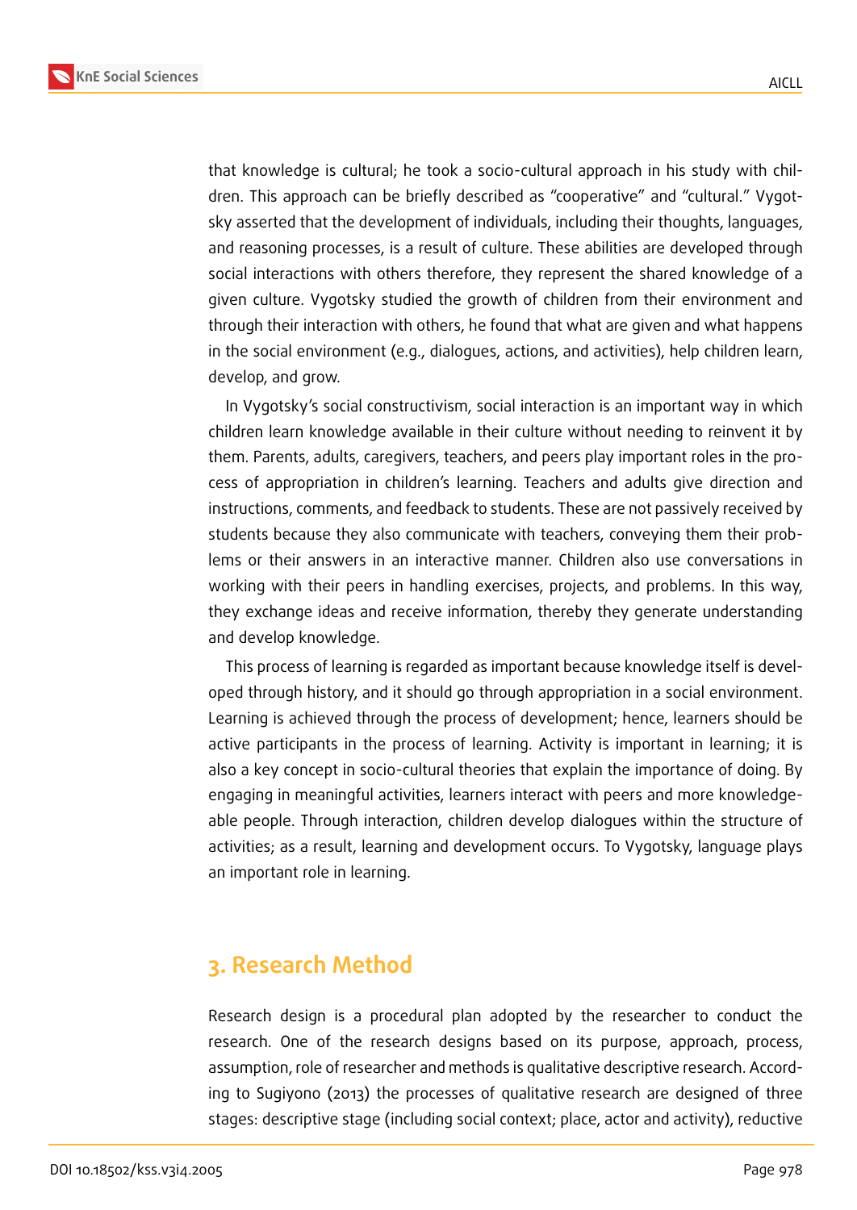that knowledge is cultural; he took a socio-cultural approach in his study with children. This approach can be briefly described as "cooperative" and "cultural." Vygotsky asserted that the development of individuals, including their thoughts, languages, and reasoning processes, is a result of culture. These abilities are developed through social interactions with others therefore, they represent the shared knowledge of a given culture. Vygotsky studied the growth of children from their environment and through their interaction with others, he found that what are given and what happens in the social environment (e.g., dialogues, actions, and activities), help children learn, develop, and grow.

In Vygotsky's social constructivism, social interaction is an important way in which children learn knowledge available in their culture without needing to reinvent it by them. Parents, adults, caregivers, teachers, and peers play important roles in the process of appropriation in children's learning. Teachers and adults give direction and instructions, comments, and feedback to students. These are not passively received by students because they also communicate with teachers, conveying them their problems or their answers in an interactive manner. Children also use conversations in working with their peers in handling exercises, projects, and problems. In this way, they exchange ideas and receive information, thereby they generate understanding and develop knowledge.

This process of learning is regarded as important because knowledge itself is developed through history, and it should go through appropriation in a social environment. Learning is achieved through the process of development; hence, learners should be active participants in the process of learning. Activity is important in learning; it is also a key concept in socio-cultural theories that explain the importance of doing. By engaging in meaningful activities, learners interact with peers and more knowledgeable people. Through interaction, children develop dialogues within the structure of activities; as a result, learning and development occurs. To Vygotsky, language plays an important role in learning.

## 3. Research Method

Research design is a procedural plan adopted by the researcher to conduct the research. One of the research designs based on its purpose, approach, process, assumption, role of researcher and methods is qualitative descriptive research. According to Sugiyono (2013) the processes of qualitative research are designed of three stages: descriptive stage (including social context; place, actor and activity), reductive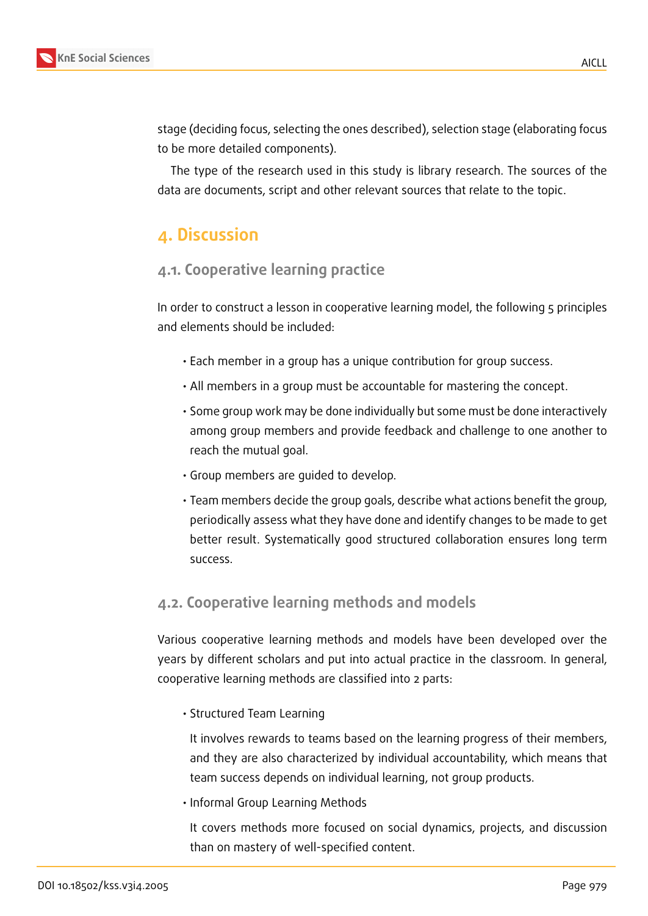stage (deciding focus, selecting the ones described), selection stage (elaborating focus to be more detailed components).

The type of the research used in this study is library research. The sources of the data are documents, script and other relevant sources that relate to the topic.

## 4. Discussion

### 4.1. Cooperative learning practice

In order to construct a lesson in cooperative learning model, the following 5 principles and elements should be included:

- Each member in a group has a unique contribution for group success.
- All members in a group must be accountable for mastering the concept.
- Some group work may be done individually but some must be done interactively among group members and provide feedback and challenge to one another to reach the mutual goal.
- Group members are guided to develop.
- Team members decide the group goals, describe what actions benefit the group, periodically assess what they have done and identify changes to be made to get better result. Systematically good structured collaboration ensures long term success.

### 4.2. Cooperative learning methods and models

Various cooperative learning methods and models have been developed over the years by different scholars and put into actual practice in the classroom. In general, cooperative learning methods are classified into 2 parts:

- Structured Team Learning

  It involves rewards to teams based on the learning progress of their members, and they are also characterized by individual accountability, which means that team success depends on individual learning, not group products.

- Informal Group Learning Methods

  It covers methods more focused on social dynamics, projects, and discussion than on mastery of well-specified content.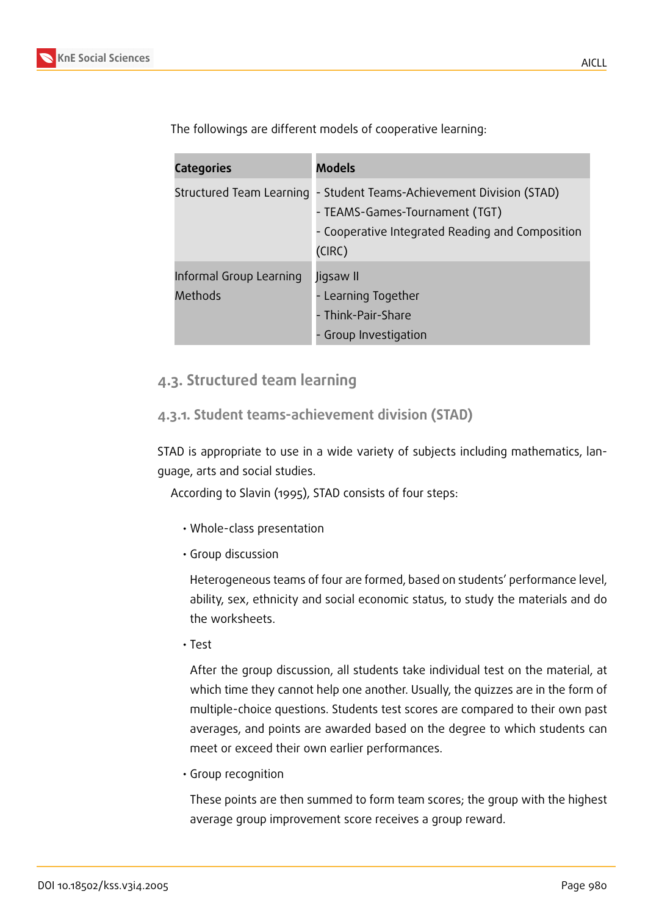The followings are different models of cooperative learning:

| Categories | Models |
| --- | --- |
| Structured Team Learning | - Student Teams-Achievement Division (STAD)<br>- TEAMS-Games-Tournament (TGT)<br>- Cooperative Integrated Reading and Composition (CIRC) |
| Informal Group Learning Methods | Jigsaw II<br>- Learning Together<br>- Think-Pair-Share<br>- Group Investigation |

## 4.3. Structured team learning

### 4.3.1. Student teams-achievement division (STAD)

STAD is appropriate to use in a wide variety of subjects including mathematics, language, arts and social studies.

According to Slavin (1995), STAD consists of four steps:

- Whole-class presentation
- Group discussion

  Heterogeneous teams of four are formed, based on students' performance level, ability, sex, ethnicity and social economic status, to study the materials and do the worksheets.

- Test

  After the group discussion, all students take individual test on the material, at which time they cannot help one another. Usually, the quizzes are in the form of multiple-choice questions. Students test scores are compared to their own past averages, and points are awarded based on the degree to which students can meet or exceed their own earlier performances.

- Group recognition

  These points are then summed to form team scores; the group with the highest average group improvement score receives a group reward.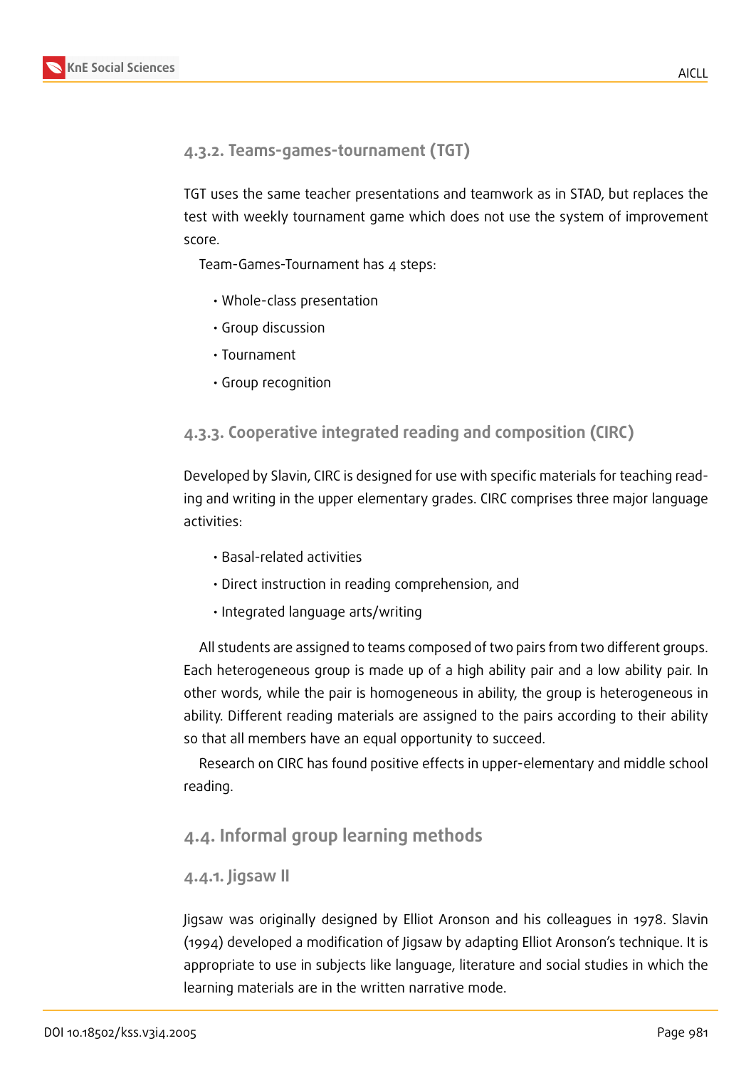#### 4.3.2. Teams-games-tournament (TGT)

TGT uses the same teacher presentations and teamwork as in STAD, but replaces the test with weekly tournament game which does not use the system of improvement score.

Team-Games-Tournament has 4 steps:

- Whole-class presentation
- Group discussion
- Tournament
- Group recognition

#### 4.3.3. Cooperative integrated reading and composition (CIRC)

Developed by Slavin, CIRC is designed for use with specific materials for teaching reading and writing in the upper elementary grades. CIRC comprises three major language activities:

- Basal-related activities
- Direct instruction in reading comprehension, and
- Integrated language arts/writing

All students are assigned to teams composed of two pairs from two different groups. Each heterogeneous group is made up of a high ability pair and a low ability pair. In other words, while the pair is homogeneous in ability, the group is heterogeneous in ability. Different reading materials are assigned to the pairs according to their ability so that all members have an equal opportunity to succeed.

Research on CIRC has found positive effects in upper-elementary and middle school reading.

### 4.4. Informal group learning methods

#### 4.4.1. Jigsaw II

Jigsaw was originally designed by Elliot Aronson and his colleagues in 1978. Slavin (1994) developed a modification of Jigsaw by adapting Elliot Aronson's technique. It is appropriate to use in subjects like language, literature and social studies in which the learning materials are in the written narrative mode.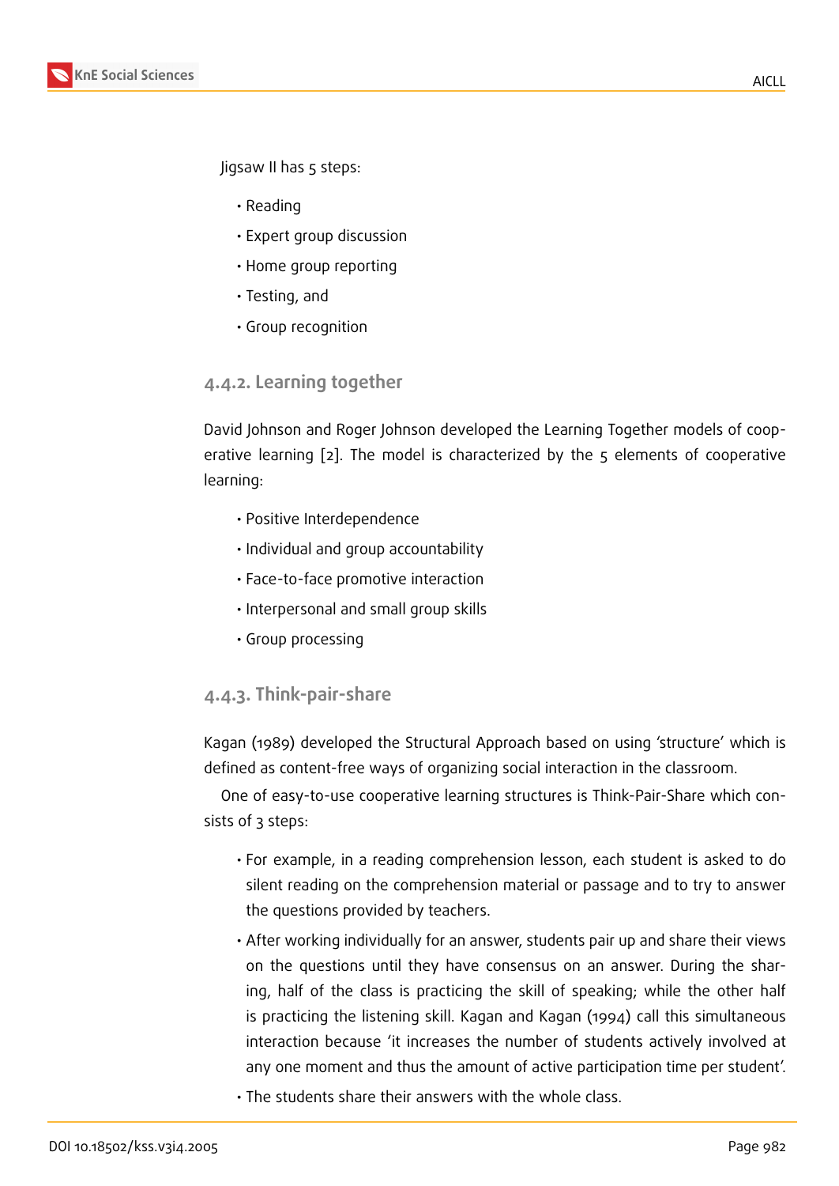Jigsaw II has 5 steps:

- Reading
- Expert group discussion
- Home group reporting
- Testing, and
- Group recognition

### 4.4.2. Learning together

David Johnson and Roger Johnson developed the Learning Together models of cooperative learning [2]. The model is characterized by the 5 elements of cooperative learning:

- Positive Interdependence
- Individual and group accountability
- Face-to-face promotive interaction
- Interpersonal and small group skills
- Group processing

### 4.4.3. Think-pair-share

Kagan (1989) developed the Structural Approach based on using 'structure' which is defined as content-free ways of organizing social interaction in the classroom.

One of easy-to-use cooperative learning structures is Think-Pair-Share which consists of 3 steps:

- For example, in a reading comprehension lesson, each student is asked to do silent reading on the comprehension material or passage and to try to answer the questions provided by teachers.
- After working individually for an answer, students pair up and share their views on the questions until they have consensus on an answer. During the sharing, half of the class is practicing the skill of speaking; while the other half is practicing the listening skill. Kagan and Kagan (1994) call this simultaneous interaction because 'it increases the number of students actively involved at any one moment and thus the amount of active participation time per student'.
- The students share their answers with the whole class.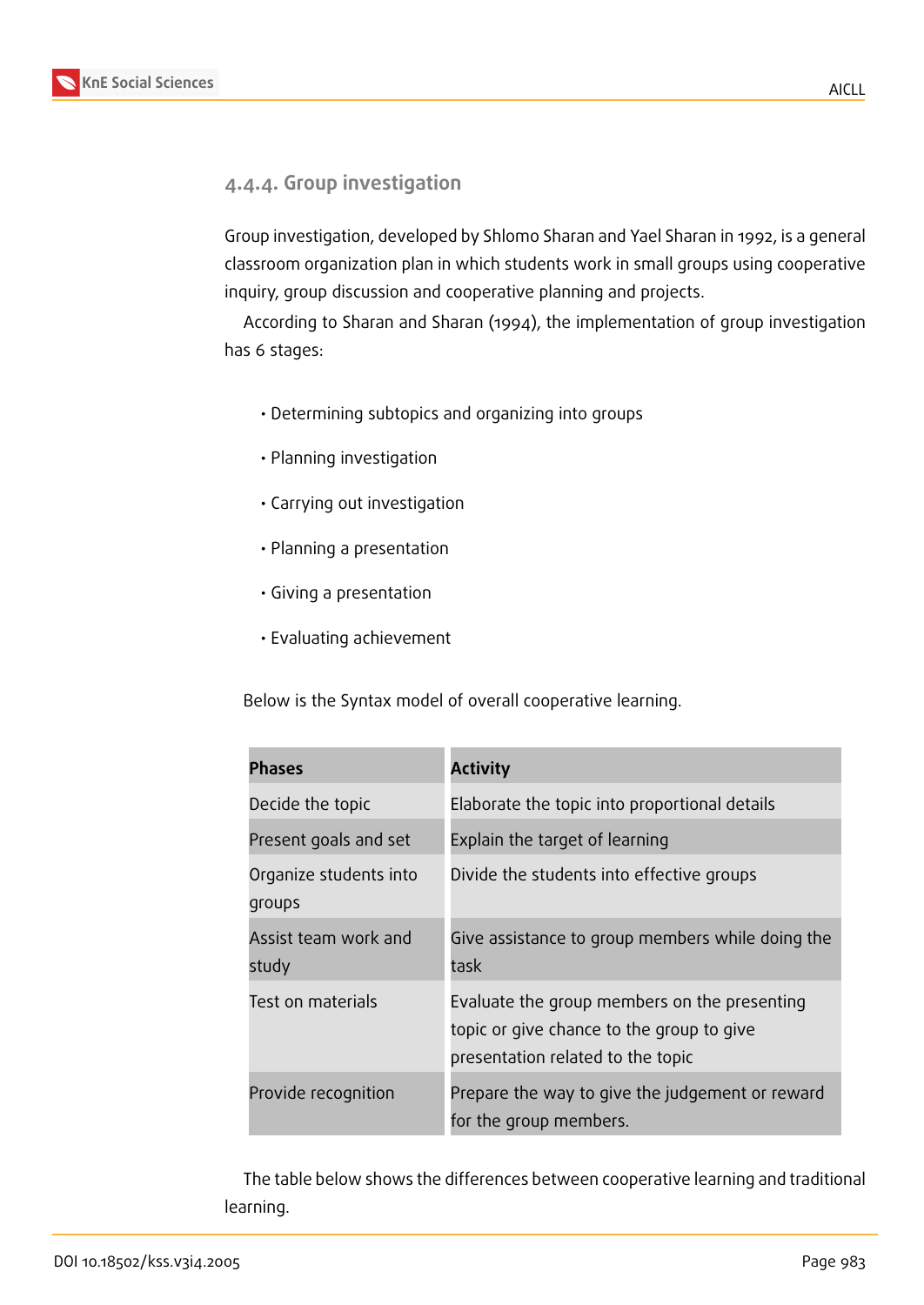#### 4.4.4. Group investigation

Group investigation, developed by Shlomo Sharan and Yael Sharan in 1992, is a general classroom organization plan in which students work in small groups using cooperative inquiry, group discussion and cooperative planning and projects.

According to Sharan and Sharan (1994), the implementation of group investigation has 6 stages:

- Determining subtopics and organizing into groups
- Planning investigation
- Carrying out investigation
- Planning a presentation
- Giving a presentation
- Evaluating achievement

Below is the Syntax model of overall cooperative learning.

| Phases | Activity |
|---|---|
| Decide the topic | Elaborate the topic into proportional details |
| Present goals and set | Explain the target of learning |
| Organize students into groups | Divide the students into effective groups |
| Assist team work and study | Give assistance to group members while doing the task |
| Test on materials | Evaluate the group members on the presenting topic or give chance to the group to give presentation related to the topic |
| Provide recognition | Prepare the way to give the judgement or reward for the group members. |

The table below shows the differences between cooperative learning and traditional learning.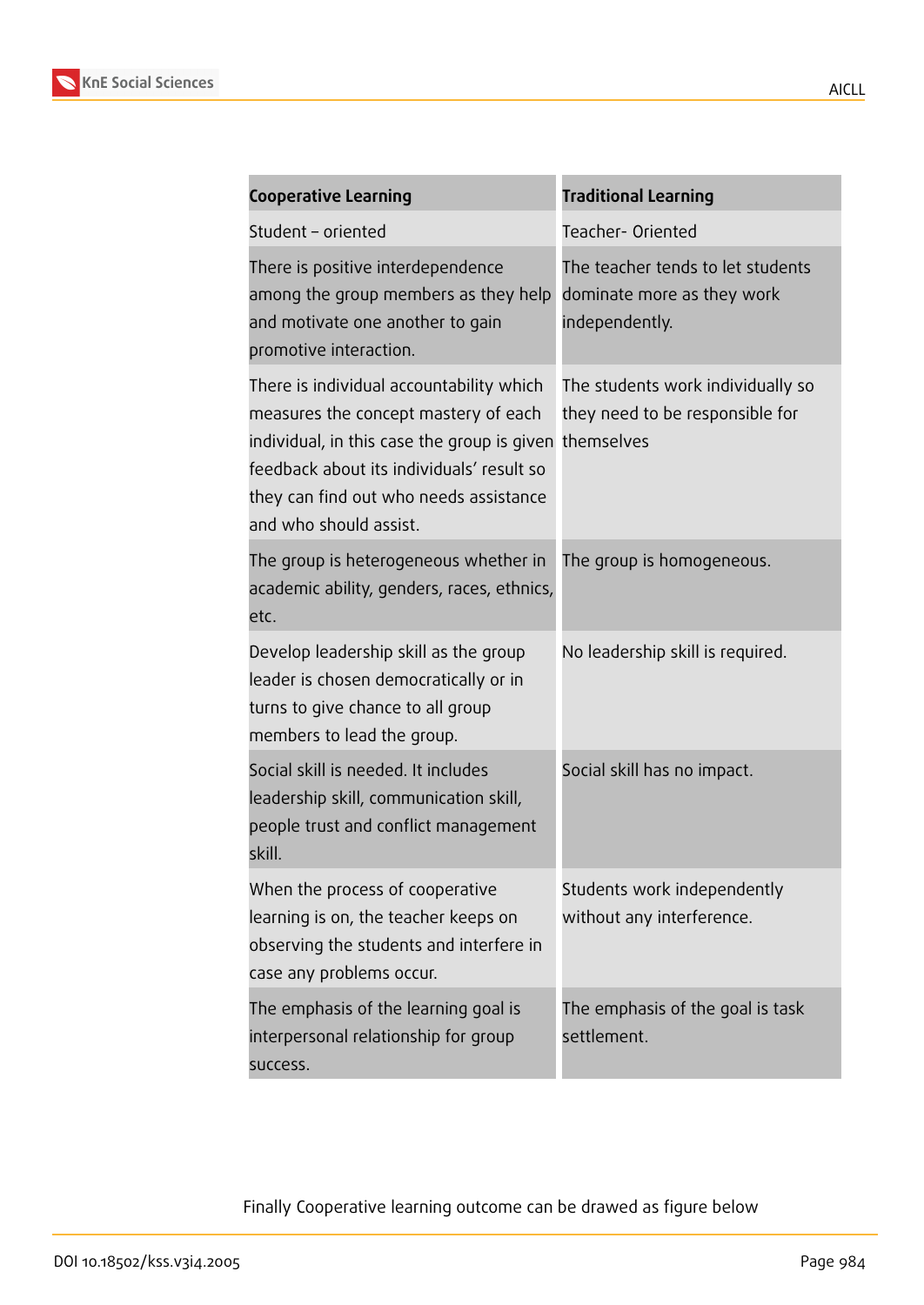| Cooperative Learning | Traditional Learning |
| --- | --- |
| Student – oriented | Teacher- Oriented |
| There is positive interdependence among the group members as they help and motivate one another to gain promotive interaction. | The teacher tends to let students dominate more as they work independently. |
| There is individual accountability which measures the concept mastery of each individual, in this case the group is given feedback about its individuals' result so they can find out who needs assistance and who should assist. | The students work individually so they need to be responsible for themselves |
| The group is heterogeneous whether in academic ability, genders, races, ethnics, etc. | The group is homogeneous. |
| Develop leadership skill as the group leader is chosen democratically or in turns to give chance to all group members to lead the group. | No leadership skill is required. |
| Social skill is needed. It includes leadership skill, communication skill, people trust and conflict management skill. | Social skill has no impact. |
| When the process of cooperative learning is on, the teacher keeps on observing the students and interfere in case any problems occur. | Students work independently without any interference. |
| The emphasis of the learning goal is interpersonal relationship for group success. | The emphasis of the goal is task settlement. |

Finally Cooperative learning outcome can be drawed as figure below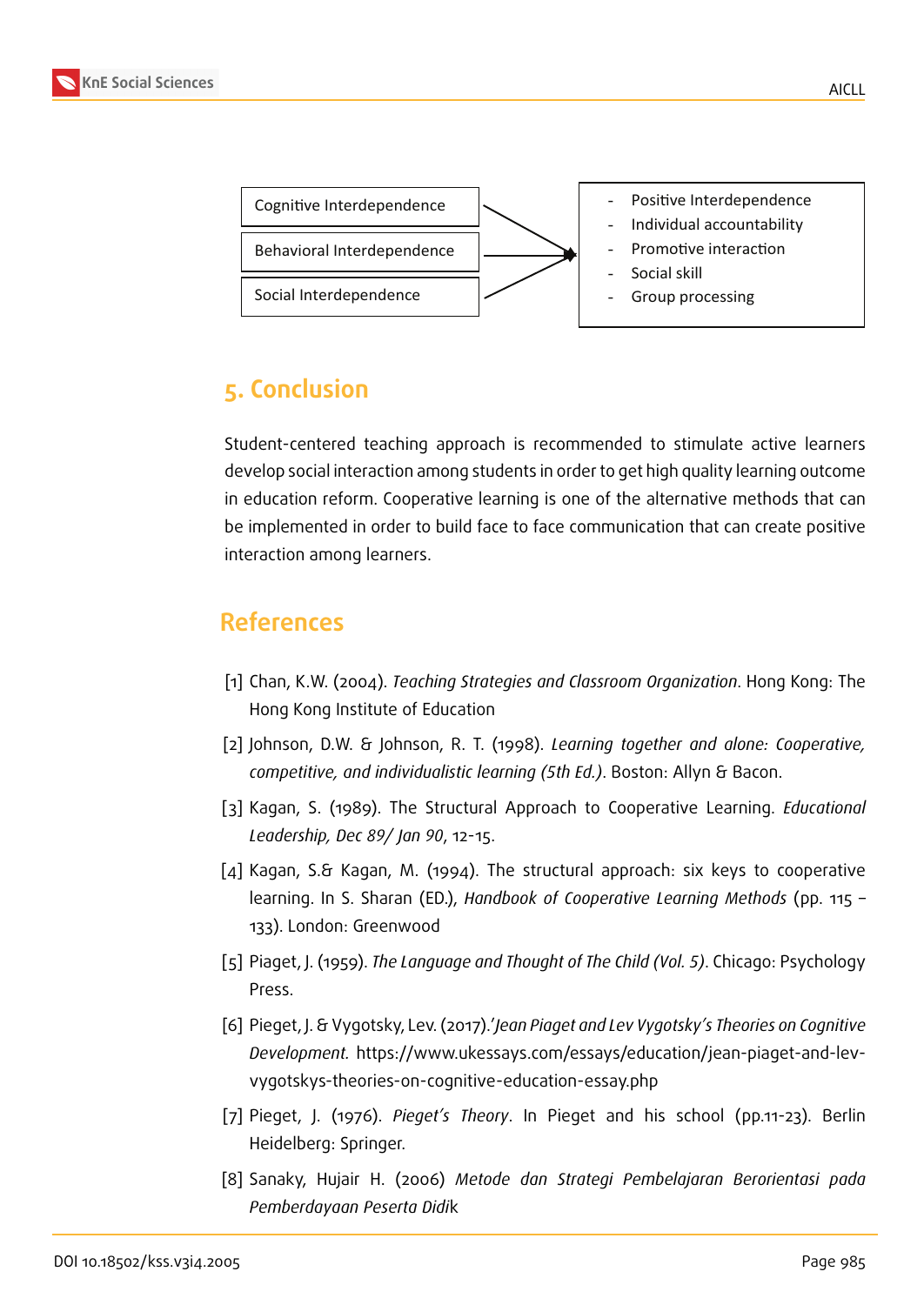| Cognitive Interdependence<br>Behavioral Interdependence<br>Social Interdependence | → | - Positive Interdependence<br>- Individual accountability<br>- Promotive interaction<br>- Social skill<br>- Group processing |
|---|---|---|

## 5. Conclusion

Student-centered teaching approach is recommended to stimulate active learners develop social interaction among students in order to get high quality learning outcome in education reform. Cooperative learning is one of the alternative methods that can be implemented in order to build face to face communication that can create positive interaction among learners.

## References

[1] Chan, K.W. (2004). *Teaching Strategies and Classroom Organization*. Hong Kong: The Hong Kong Institute of Education

[2] Johnson, D.W. & Johnson, R. T. (1998). *Learning together and alone: Cooperative, competitive, and individualistic learning (5th Ed.)*. Boston: Allyn & Bacon.

[3] Kagan, S. (1989). The Structural Approach to Cooperative Learning. *Educational Leadership, Dec 89/ Jan 90*, 12-15.

[4] Kagan, S.& Kagan, M. (1994). The structural approach: six keys to cooperative learning. In S. Sharan (ED.), *Handbook of Cooperative Learning Methods* (pp. 115 – 133). London: Greenwood

[5] Piaget, J. (1959). *The Language and Thought of The Child (Vol. 5)*. Chicago: Psychology Press.

[6] Pieget, J. & Vygotsky, Lev. (2017).'*Jean Piaget and Lev Vygotsky's Theories on Cognitive Development.* https://www.ukessays.com/essays/education/jean-piaget-and-lev-vygotskys-theories-on-cognitive-education-essay.php

[7] Pieget, J. (1976). *Pieget's Theory*. In Pieget and his school (pp.11-23). Berlin Heidelberg: Springer.

[8] Sanaky, Hujair H. (2006) *Metode dan Strategi Pembelajaran Berorientasi pada Pemberdayaan Peserta Didik*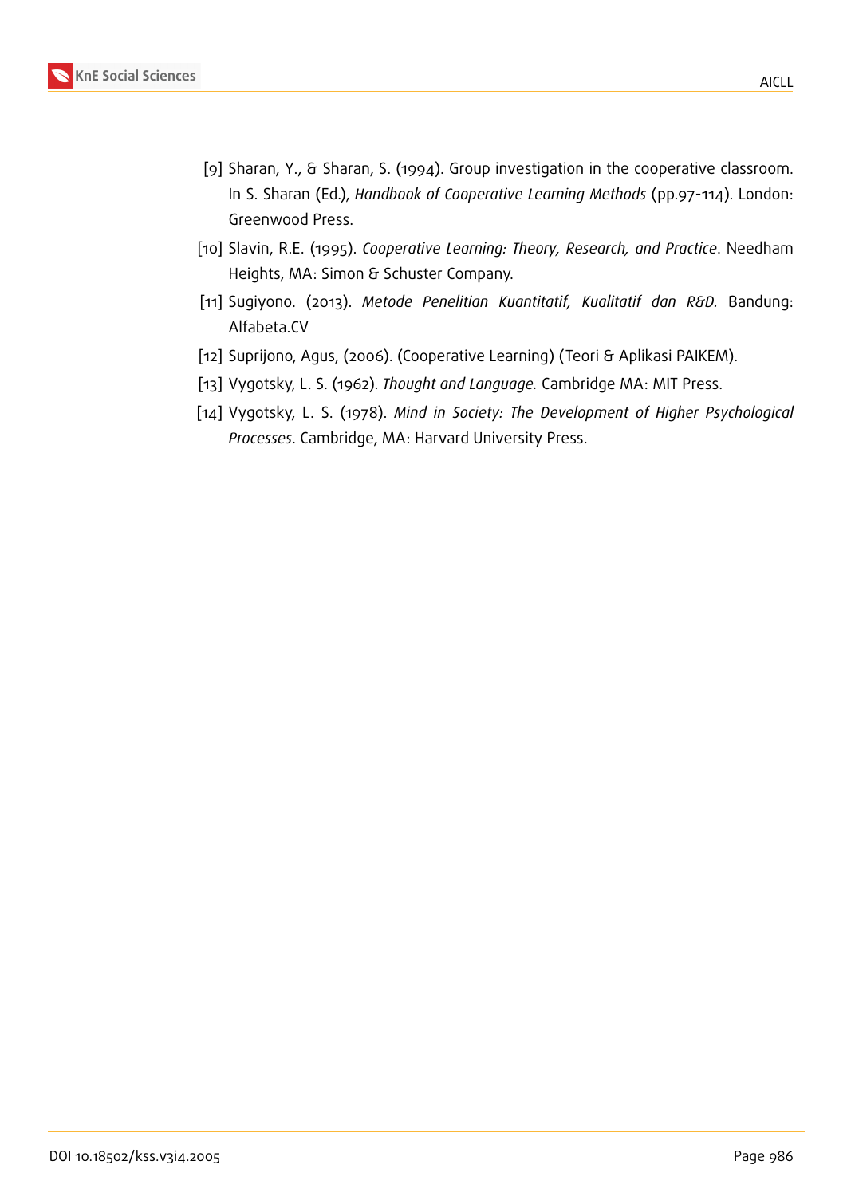[9] Sharan, Y., & Sharan, S. (1994). Group investigation in the cooperative classroom. In S. Sharan (Ed.), *Handbook of Cooperative Learning Methods* (pp.97-114). London: Greenwood Press.

[10] Slavin, R.E. (1995). *Cooperative Learning: Theory, Research, and Practice*. Needham Heights, MA: Simon & Schuster Company.

[11] Sugiyono. (2013). *Metode Penelitian Kuantitatif, Kualitatif dan R&D.* Bandung: Alfabeta.CV

[12] Suprijono, Agus, (2006). (Cooperative Learning) (Teori & Aplikasi PAIKEM).

[13] Vygotsky, L. S. (1962). *Thought and Language.* Cambridge MA: MIT Press.

[14] Vygotsky, L. S. (1978). *Mind in Society: The Development of Higher Psychological Processes*. Cambridge, MA: Harvard University Press.